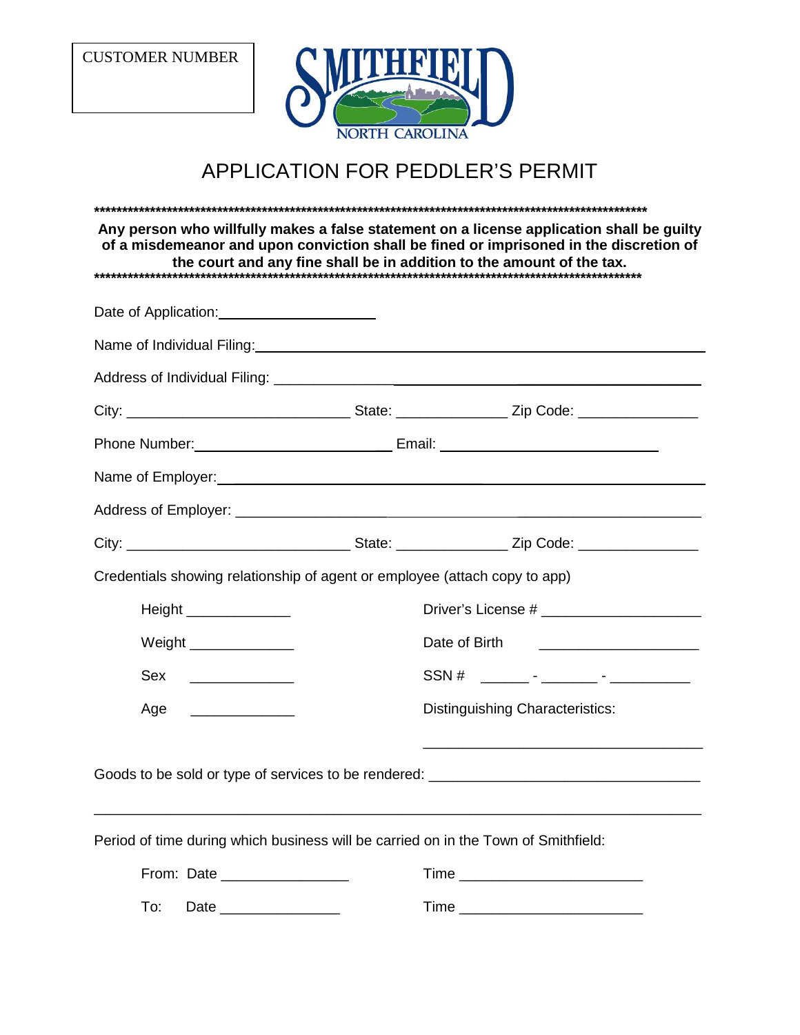CUSTOMER NUMBER

SMITHFIELD
NORTH CAROLINA

# APPLICATION FOR PEDDLER'S PERMIT

*****************************************************************************************************

**Any person who willfully makes a false statement on a license application shall be guilty of a misdemeanor and upon conviction shall be fined or imprisoned in the discretion of the court and any fine shall be in addition to the amount of the tax.**

*****************************************************************************************************

Date of Application: ____________________

Name of Individual Filing: ____________________________________________________________

Address of Individual Filing: __________________________________________________________

City: ___________________________ State: _____________ Zip Code: ______________

Phone Number: ________________________ Email: ___________________________

Name of Employer: ______________________________________________________________

Address of Employer: ____________________________________________________________

City: ___________________________ State: _____________ Zip Code: ______________

Credentials showing relationship of agent or employee (attach copy to app)

Height _____________ Driver's License # ___________________

Weight _____________ Date of Birth ___________________

Sex _____________ SSN # ______ - _______ - __________

Age _____________ Distinguishing Characteristics:

___________________________________

Goods to be sold or type of services to be rendered: ________________________________

__________________________________________________________________________

Period of time during which business will be carried on in the Town of Smithfield:

From: Date _______________ Time ______________________

To: Date ______________ Time ______________________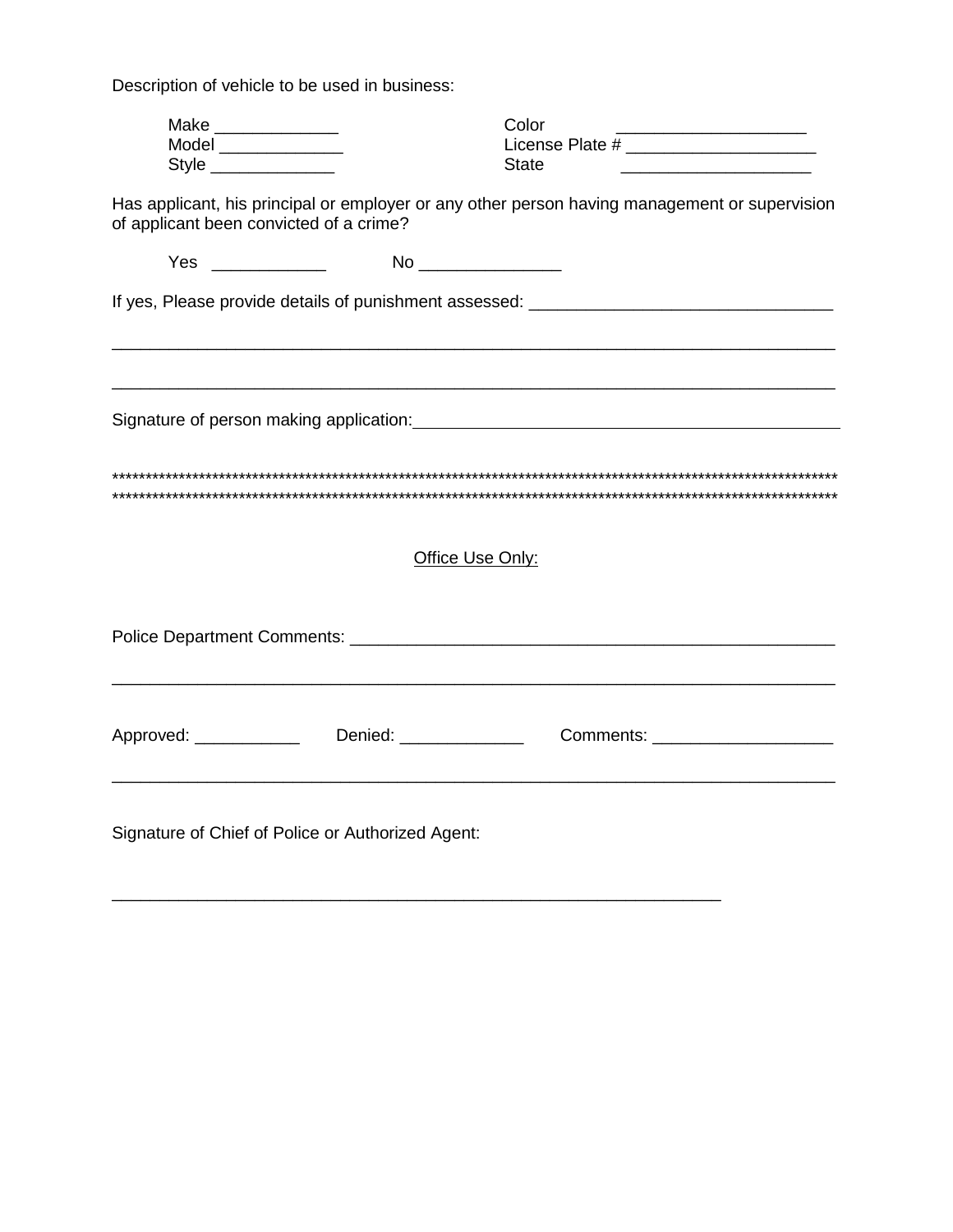Description of vehicle to be used in business:

Make _____________ Color ____________________
Model _____________ License Plate # ____________________
Style _____________ State ____________________

Has applicant, his principal or employer or any other person having management or supervision of applicant been convicted of a crime?

Yes ____________ No _______________

If yes, Please provide details of punishment assessed: ________________________________

________________________________________________________________________________

________________________________________________________________________________

Signature of person making application: _______________________________________________

*****************************************************************************************************************
*****************************************************************************************************************

Office Use Only:

Police Department Comments: ____________________________________________________

________________________________________________________________________________

Approved: ___________ Denied: _____________ Comments: ___________________

________________________________________________________________________________

Signature of Chief of Police or Authorized Agent:

_________________________________________________________________